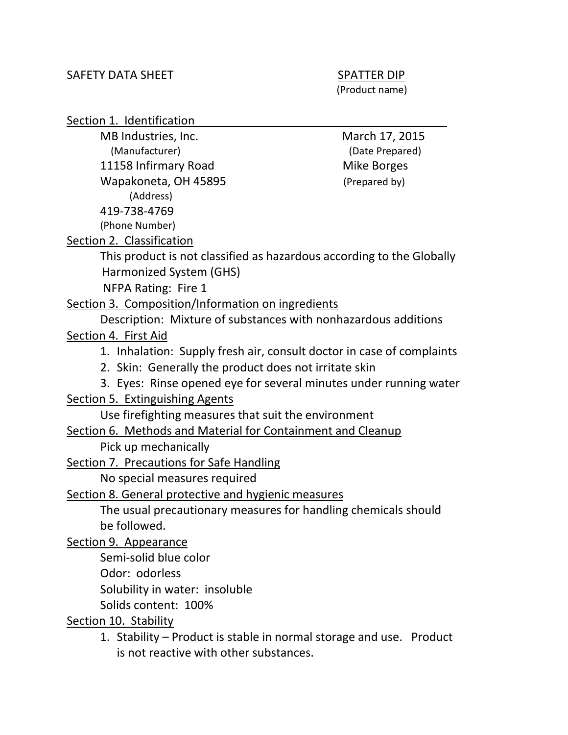SAFETY DATA SHEET

SPATTER DIP
(Product name)

## Section 1. Identification

MB Industries, Inc.
(Manufacturer)
11158 Infirmary Road
Wapakoneta, OH 45895
(Address)
419-738-4769
(Phone Number)

March 17, 2015
(Date Prepared)
Mike Borges
(Prepared by)

## Section 2. Classification

This product is not classified as hazardous according to the Globally Harmonized System (GHS)

NFPA Rating: Fire 1

## Section 3. Composition/Information on ingredients

Description: Mixture of substances with nonhazardous additions

## Section 4. First Aid

1. Inhalation: Supply fresh air, consult doctor in case of complaints
2. Skin: Generally the product does not irritate skin
3. Eyes: Rinse opened eye for several minutes under running water

## Section 5. Extinguishing Agents

Use firefighting measures that suit the environment

## Section 6. Methods and Material for Containment and Cleanup

Pick up mechanically

## Section 7. Precautions for Safe Handling

No special measures required

## Section 8. General protective and hygienic measures

The usual precautionary measures for handling chemicals should be followed.

## Section 9. Appearance

Semi-solid blue color

Odor: odorless

Solubility in water: insoluble

Solids content: 100%

## Section 10. Stability

1. Stability – Product is stable in normal storage and use. Product is not reactive with other substances.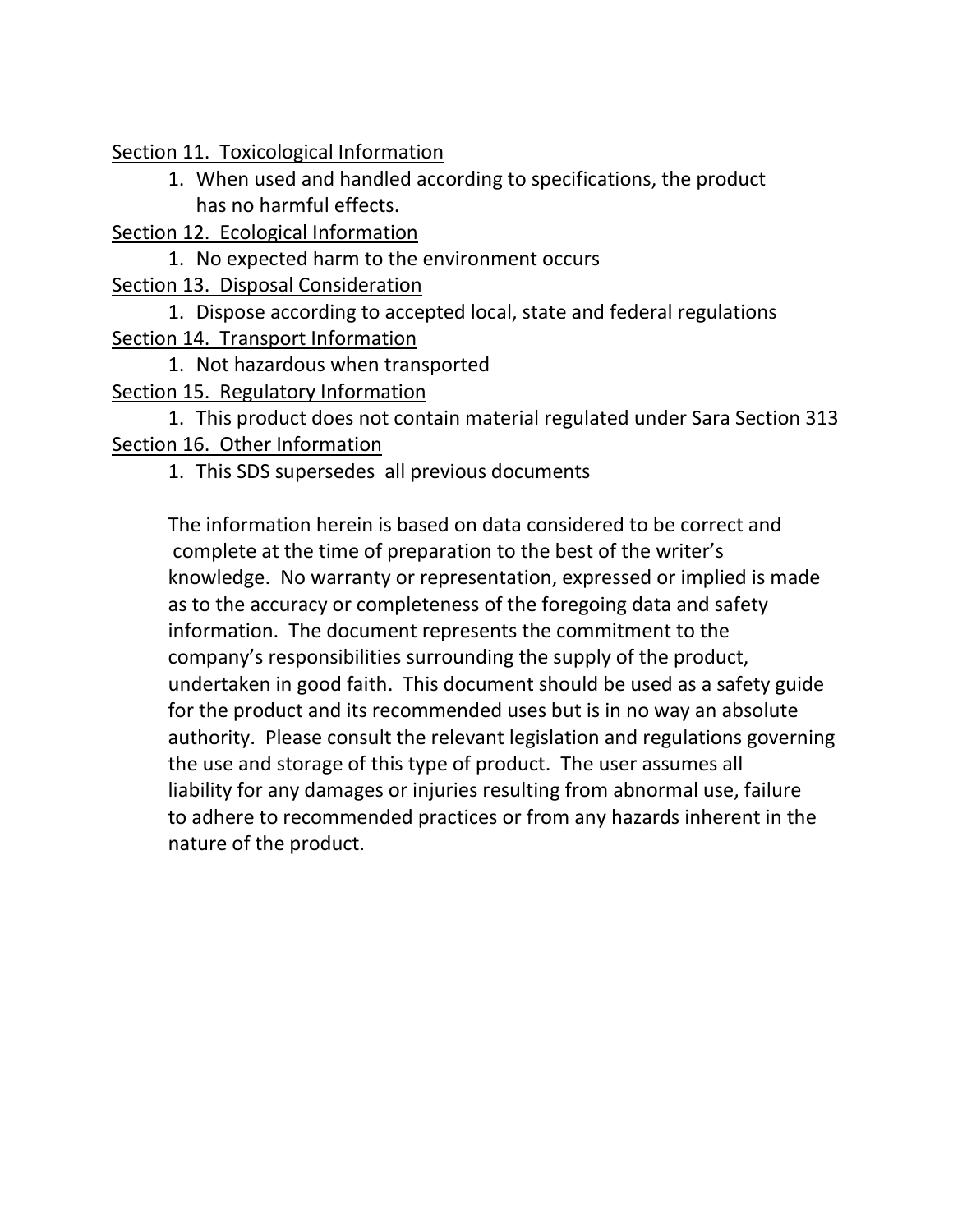Section 11. Toxicological Information

1. When used and handled according to specifications, the product has no harmful effects.

Section 12. Ecological Information

1. No expected harm to the environment occurs

Section 13. Disposal Consideration

1. Dispose according to accepted local, state and federal regulations

Section 14. Transport Information

1. Not hazardous when transported

Section 15. Regulatory Information

1. This product does not contain material regulated under Sara Section 313

Section 16. Other Information

1. This SDS supersedes all previous documents

The information herein is based on data considered to be correct and complete at the time of preparation to the best of the writer's knowledge. No warranty or representation, expressed or implied is made as to the accuracy or completeness of the foregoing data and safety information. The document represents the commitment to the company's responsibilities surrounding the supply of the product, undertaken in good faith. This document should be used as a safety guide for the product and its recommended uses but is in no way an absolute authority. Please consult the relevant legislation and regulations governing the use and storage of this type of product. The user assumes all liability for any damages or injuries resulting from abnormal use, failure to adhere to recommended practices or from any hazards inherent in the nature of the product.